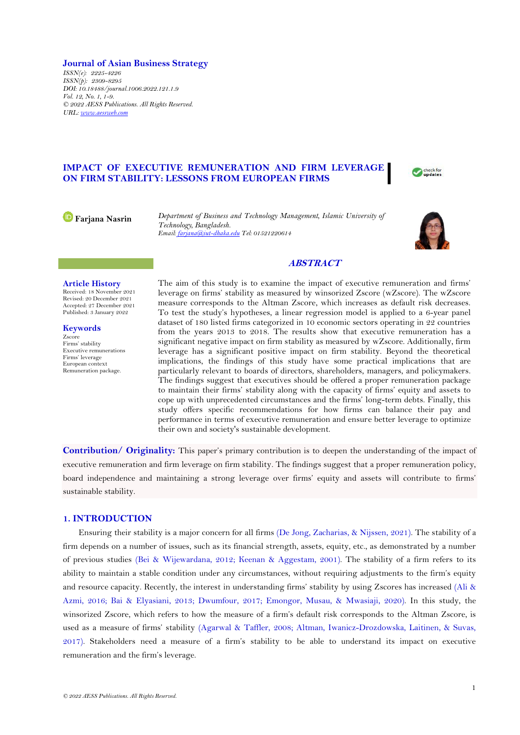**Journal of Asian Business Strategy**

*ISSN(e): 2225-4226*
*ISSN(p): 2309-8295*
*DOI: 10.18488/journal.1006.2022.121.1.9*
*Vol. 12, No. 1, 1-9.*
*© 2022 AESS Publications. All Rights Reserved.*
*URL: www.aessweb.com*

# IMPACT OF EXECUTIVE REMUNERATION AND FIRM LEVERAGE ON FIRM STABILITY: LESSONS FROM EUROPEAN FIRMS

**Farjana Nasrin**

*Department of Business and Technology Management, Islamic University of Technology, Bangladesh.*
*Email: farjana@iut-dhaka.edu Tel: 01521220614*

**Article History**
Received: 18 November 2021
Revised: 20 December 2021
Accepted: 27 December 2021
Published: 3 January 2022

**Keywords**
Zscore
Firms' stability
Executive remunerations
Firms' leverage
European context
Remuneration package.

## *ABSTRACT*

The aim of this study is to examine the impact of executive remuneration and firms' leverage on firms' stability as measured by winsorized Zscore (wZscore). The wZscore measure corresponds to the Altman Zscore, which increases as default risk decreases. To test the study's hypotheses, a linear regression model is applied to a 6-year panel dataset of 180 listed firms categorized in 10 economic sectors operating in 22 countries from the years 2013 to 2018. The results show that executive remuneration has a significant negative impact on firm stability as measured by wZscore. Additionally, firm leverage has a significant positive impact on firm stability. Beyond the theoretical implications, the findings of this study have some practical implications that are particularly relevant to boards of directors, shareholders, managers, and policymakers. The findings suggest that executives should be offered a proper remuneration package to maintain their firms' stability along with the capacity of firms' equity and assets to cope up with unprecedented circumstances and the firms' long-term debts. Finally, this study offers specific recommendations for how firms can balance their pay and performance in terms of executive remuneration and ensure better leverage to optimize their own and society's sustainable development.

**Contribution/ Originality:** This paper's primary contribution is to deepen the understanding of the impact of executive remuneration and firm leverage on firm stability. The findings suggest that a proper remuneration policy, board independence and maintaining a strong leverage over firms' equity and assets will contribute to firms' sustainable stability.

## 1. INTRODUCTION

Ensuring their stability is a major concern for all firms (De Jong, Zacharias, & Nijssen, 2021). The stability of a firm depends on a number of issues, such as its financial strength, assets, equity, etc., as demonstrated by a number of previous studies (Bei & Wijewardana, 2012; Keenan & Aggestam, 2001). The stability of a firm refers to its ability to maintain a stable condition under any circumstances, without requiring adjustments to the firm's equity and resource capacity. Recently, the interest in understanding firms' stability by using Zscores has increased (Ali & Azmi, 2016; Bai & Elyasiani, 2013; Dwumfour, 2017; Emongor, Musau, & Mwasiaji, 2020). In this study, the winsorized Zscore, which refers to how the measure of a firm's default risk corresponds to the Altman Zscore, is used as a measure of firms' stability (Agarwal & Taffler, 2008; Altman, Iwanicz-Drozdowska, Laitinen, & Suvas, 2017). Stakeholders need a measure of a firm's stability to be able to understand its impact on executive remuneration and the firm's leverage.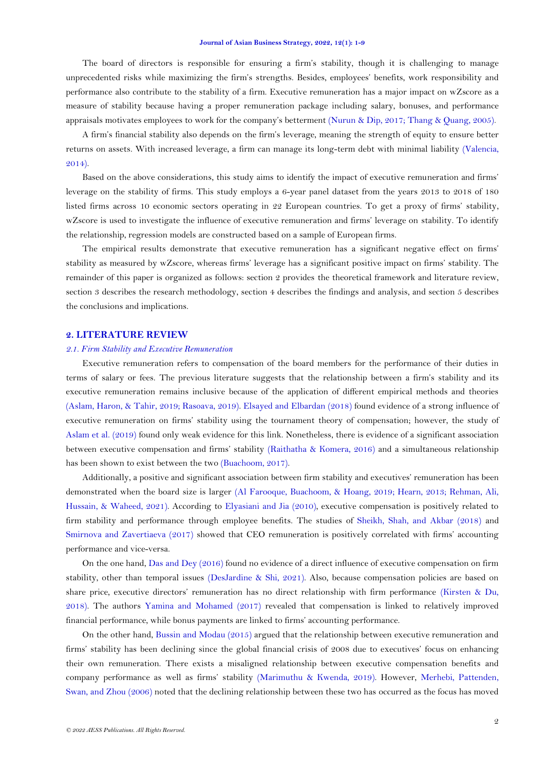The board of directors is responsible for ensuring a firm's stability, though it is challenging to manage unprecedented risks while maximizing the firm's strengths. Besides, employees' benefits, work responsibility and performance also contribute to the stability of a firm. Executive remuneration has a major impact on wZscore as a measure of stability because having a proper remuneration package including salary, bonuses, and performance appraisals motivates employees to work for the company's betterment (Nurun & Dip, 2017; Thang & Quang, 2005).

A firm's financial stability also depends on the firm's leverage, meaning the strength of equity to ensure better returns on assets. With increased leverage, a firm can manage its long-term debt with minimal liability (Valencia, 2014).

Based on the above considerations, this study aims to identify the impact of executive remuneration and firms' leverage on the stability of firms. This study employs a 6-year panel dataset from the years 2013 to 2018 of 180 listed firms across 10 economic sectors operating in 22 European countries. To get a proxy of firms' stability, wZscore is used to investigate the influence of executive remuneration and firms' leverage on stability. To identify the relationship, regression models are constructed based on a sample of European firms.

The empirical results demonstrate that executive remuneration has a significant negative effect on firms' stability as measured by wZscore, whereas firms' leverage has a significant positive impact on firms' stability. The remainder of this paper is organized as follows: section 2 provides the theoretical framework and literature review, section 3 describes the research methodology, section 4 describes the findings and analysis, and section 5 describes the conclusions and implications.

## 2. LITERATURE REVIEW

### *2.1. Firm Stability and Executive Remuneration*

Executive remuneration refers to compensation of the board members for the performance of their duties in terms of salary or fees. The previous literature suggests that the relationship between a firm's stability and its executive remuneration remains inclusive because of the application of different empirical methods and theories (Aslam, Haron, & Tahir, 2019; Rasoava, 2019). Elsayed and Elbardan (2018) found evidence of a strong influence of executive remuneration on firms' stability using the tournament theory of compensation; however, the study of Aslam et al. (2019) found only weak evidence for this link. Nonetheless, there is evidence of a significant association between executive compensation and firms' stability (Raithatha & Komera, 2016) and a simultaneous relationship has been shown to exist between the two (Buachoom, 2017).

Additionally, a positive and significant association between firm stability and executives' remuneration has been demonstrated when the board size is larger (Al Farooque, Buachoom, & Hoang, 2019; Hearn, 2013; Rehman, Ali, Hussain, & Waheed, 2021). According to Elyasiani and Jia (2010), executive compensation is positively related to firm stability and performance through employee benefits. The studies of Sheikh, Shah, and Akbar (2018) and Smirnova and Zavertiaeva (2017) showed that CEO remuneration is positively correlated with firms' accounting performance and vice-versa.

On the one hand, Das and Dey (2016) found no evidence of a direct influence of executive compensation on firm stability, other than temporal issues (DesJardine & Shi, 2021). Also, because compensation policies are based on share price, executive directors' remuneration has no direct relationship with firm performance (Kirsten & Du, 2018). The authors Yamina and Mohamed (2017) revealed that compensation is linked to relatively improved financial performance, while bonus payments are linked to firms' accounting performance.

On the other hand, Bussin and Modau (2015) argued that the relationship between executive remuneration and firms' stability has been declining since the global financial crisis of 2008 due to executives' focus on enhancing their own remuneration. There exists a misaligned relationship between executive compensation benefits and company performance as well as firms' stability (Marimuthu & Kwenda, 2019). However, Merhebi, Pattenden, Swan, and Zhou (2006) noted that the declining relationship between these two has occurred as the focus has moved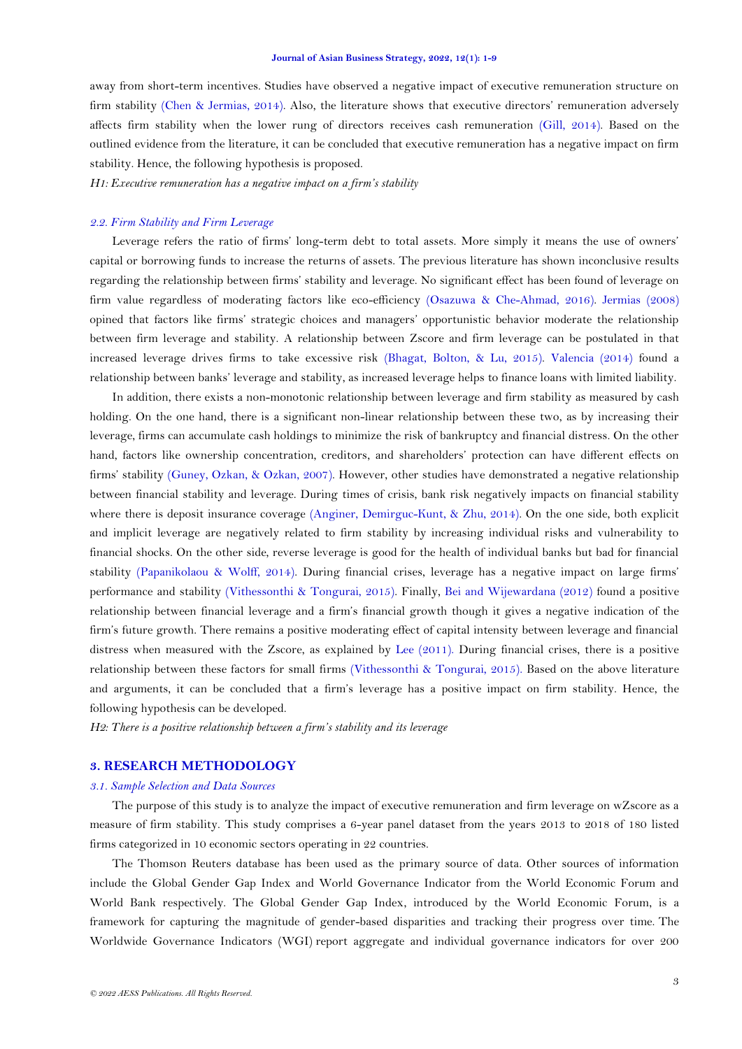away from short-term incentives. Studies have observed a negative impact of executive remuneration structure on firm stability (Chen & Jermias, 2014). Also, the literature shows that executive directors' remuneration adversely affects firm stability when the lower rung of directors receives cash remuneration (Gill, 2014). Based on the outlined evidence from the literature, it can be concluded that executive remuneration has a negative impact on firm stability. Hence, the following hypothesis is proposed.

*H1: Executive remuneration has a negative impact on a firm's stability*

### *2.2. Firm Stability and Firm Leverage*

Leverage refers the ratio of firms' long-term debt to total assets. More simply it means the use of owners' capital or borrowing funds to increase the returns of assets. The previous literature has shown inconclusive results regarding the relationship between firms' stability and leverage. No significant effect has been found of leverage on firm value regardless of moderating factors like eco-efficiency (Osazuwa & Che-Ahmad, 2016). Jermias (2008) opined that factors like firms' strategic choices and managers' opportunistic behavior moderate the relationship between firm leverage and stability. A relationship between Zscore and firm leverage can be postulated in that increased leverage drives firms to take excessive risk (Bhagat, Bolton, & Lu, 2015). Valencia (2014) found a relationship between banks' leverage and stability, as increased leverage helps to finance loans with limited liability.

In addition, there exists a non-monotonic relationship between leverage and firm stability as measured by cash holding. On the one hand, there is a significant non-linear relationship between these two, as by increasing their leverage, firms can accumulate cash holdings to minimize the risk of bankruptcy and financial distress. On the other hand, factors like ownership concentration, creditors, and shareholders' protection can have different effects on firms' stability (Guney, Ozkan, & Ozkan, 2007). However, other studies have demonstrated a negative relationship between financial stability and leverage. During times of crisis, bank risk negatively impacts on financial stability where there is deposit insurance coverage (Anginer, Demirguc-Kunt, & Zhu, 2014). On the one side, both explicit and implicit leverage are negatively related to firm stability by increasing individual risks and vulnerability to financial shocks. On the other side, reverse leverage is good for the health of individual banks but bad for financial stability (Papanikolaou & Wolff, 2014). During financial crises, leverage has a negative impact on large firms' performance and stability (Vithessonthi & Tongurai, 2015). Finally, Bei and Wijewardana (2012) found a positive relationship between financial leverage and a firm's financial growth though it gives a negative indication of the firm's future growth. There remains a positive moderating effect of capital intensity between leverage and financial distress when measured with the Zscore, as explained by Lee (2011). During financial crises, there is a positive relationship between these factors for small firms (Vithessonthi & Tongurai, 2015). Based on the above literature and arguments, it can be concluded that a firm's leverage has a positive impact on firm stability. Hence, the following hypothesis can be developed.

*H2: There is a positive relationship between a firm's stability and its leverage*

## 3. RESEARCH METHODOLOGY

### *3.1. Sample Selection and Data Sources*

The purpose of this study is to analyze the impact of executive remuneration and firm leverage on wZscore as a measure of firm stability. This study comprises a 6-year panel dataset from the years 2013 to 2018 of 180 listed firms categorized in 10 economic sectors operating in 22 countries.

The Thomson Reuters database has been used as the primary source of data. Other sources of information include the Global Gender Gap Index and World Governance Indicator from the World Economic Forum and World Bank respectively. The Global Gender Gap Index, introduced by the World Economic Forum, is a framework for capturing the magnitude of gender-based disparities and tracking their progress over time. The Worldwide Governance Indicators (WGI) report aggregate and individual governance indicators for over 200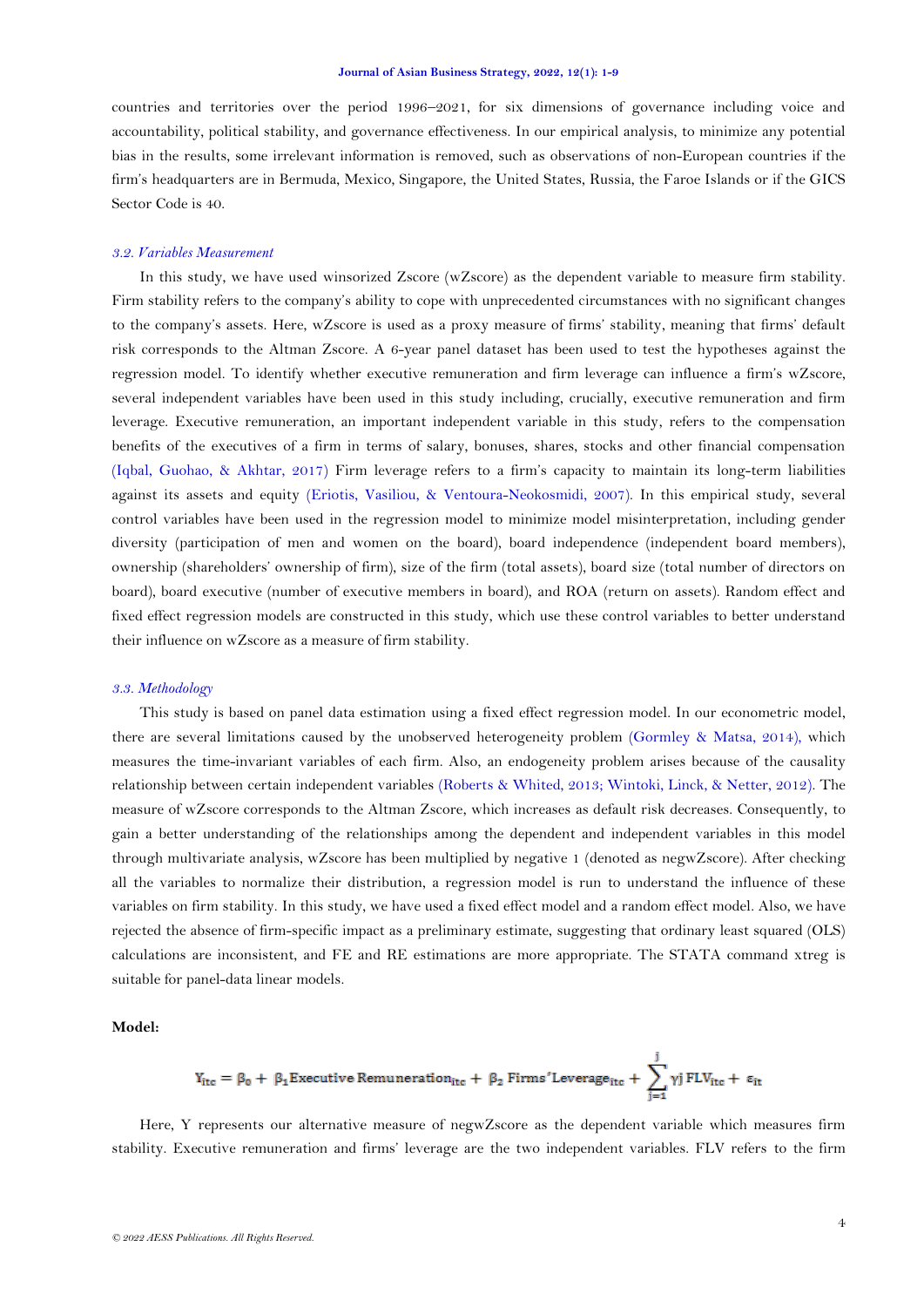countries and territories over the period 1996–2021, for six dimensions of governance including voice and accountability, political stability, and governance effectiveness. In our empirical analysis, to minimize any potential bias in the results, some irrelevant information is removed, such as observations of non-European countries if the firm's headquarters are in Bermuda, Mexico, Singapore, the United States, Russia, the Faroe Islands or if the GICS Sector Code is 40.

### *3.2. Variables Measurement*

In this study, we have used winsorized Zscore (wZscore) as the dependent variable to measure firm stability. Firm stability refers to the company's ability to cope with unprecedented circumstances with no significant changes to the company's assets. Here, wZscore is used as a proxy measure of firms' stability, meaning that firms' default risk corresponds to the Altman Zscore. A 6-year panel dataset has been used to test the hypotheses against the regression model. To identify whether executive remuneration and firm leverage can influence a firm's wZscore, several independent variables have been used in this study including, crucially, executive remuneration and firm leverage. Executive remuneration, an important independent variable in this study, refers to the compensation benefits of the executives of a firm in terms of salary, bonuses, shares, stocks and other financial compensation (Iqbal, Guohao, & Akhtar, 2017) Firm leverage refers to a firm's capacity to maintain its long-term liabilities against its assets and equity (Eriotis, Vasiliou, & Ventoura-Neokosmidi, 2007). In this empirical study, several control variables have been used in the regression model to minimize model misinterpretation, including gender diversity (participation of men and women on the board), board independence (independent board members), ownership (shareholders' ownership of firm), size of the firm (total assets), board size (total number of directors on board), board executive (number of executive members in board), and ROA (return on assets). Random effect and fixed effect regression models are constructed in this study, which use these control variables to better understand their influence on wZscore as a measure of firm stability.

### *3.3. Methodology*

This study is based on panel data estimation using a fixed effect regression model. In our econometric model, there are several limitations caused by the unobserved heterogeneity problem (Gormley & Matsa, 2014), which measures the time-invariant variables of each firm. Also, an endogeneity problem arises because of the causality relationship between certain independent variables (Roberts & Whited, 2013; Wintoki, Linck, & Netter, 2012). The measure of wZscore corresponds to the Altman Zscore, which increases as default risk decreases. Consequently, to gain a better understanding of the relationships among the dependent and independent variables in this model through multivariate analysis, wZscore has been multiplied by negative 1 (denoted as negwZscore). After checking all the variables to normalize their distribution, a regression model is run to understand the influence of these variables on firm stability. In this study, we have used a fixed effect model and a random effect model. Also, we have rejected the absence of firm-specific impact as a preliminary estimate, suggesting that ordinary least squared (OLS) calculations are inconsistent, and FE and RE estimations are more appropriate. The STATA command xtreg is suitable for panel-data linear models.

**Model:**

$$Y_{itc} = \beta_0 + \beta_1 \text{Executive Remuneration}_{itc} + \beta_2 \text{ Firms'Leverage}_{itc} + \sum_{j=1}^{j} \gamma j \, \text{FLV}_{itc} + \varepsilon_{it}$$

Here, Y represents our alternative measure of negwZscore as the dependent variable which measures firm stability. Executive remuneration and firms' leverage are the two independent variables. FLV refers to the firm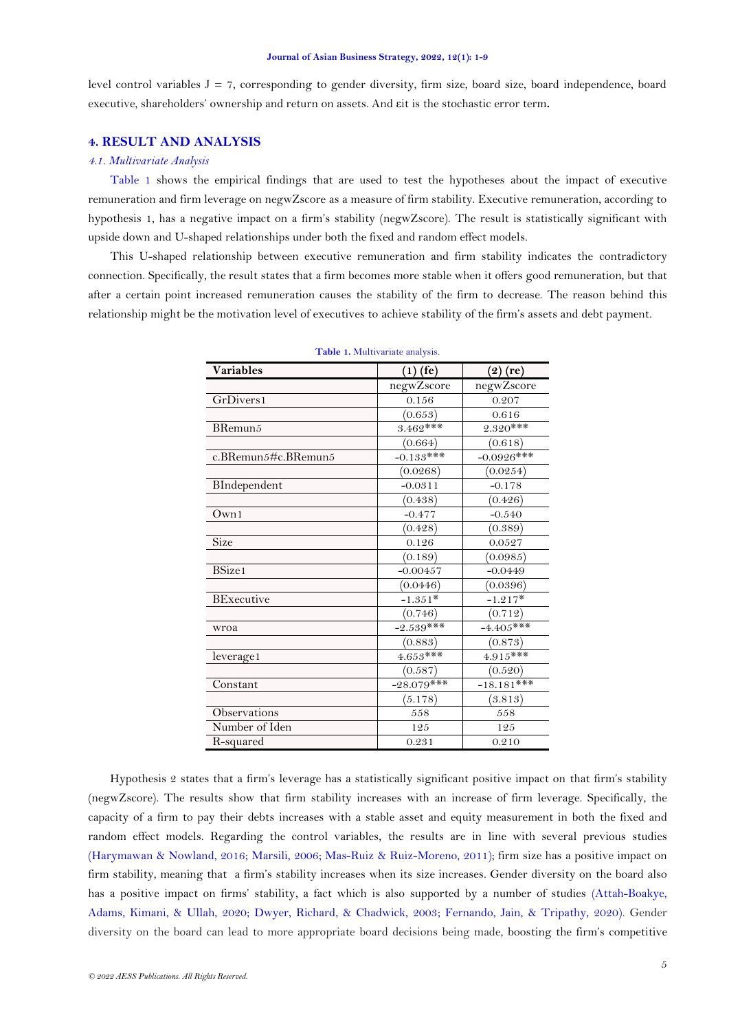level control variables J = 7, corresponding to gender diversity, firm size, board size, board independence, board executive, shareholders' ownership and return on assets. And εit is the stochastic error term**.**

## 4. RESULT AND ANALYSIS

### *4.1. Multivariate Analysis*

Table 1 shows the empirical findings that are used to test the hypotheses about the impact of executive remuneration and firm leverage on negwZscore as a measure of firm stability. Executive remuneration, according to hypothesis 1, has a negative impact on a firm's stability (negwZscore). The result is statistically significant with upside down and U-shaped relationships under both the fixed and random effect models.

This U-shaped relationship between executive remuneration and firm stability indicates the contradictory connection. Specifically, the result states that a firm becomes more stable when it offers good remuneration, but that after a certain point increased remuneration causes the stability of the firm to decrease. The reason behind this relationship might be the motivation level of executives to achieve stability of the firm's assets and debt payment.

**Table 1.** Multivariate analysis.

| Variables | (1) (fe) | (2) (re) |
|---|---|---|
| | negwZscore | negwZscore |
| GrDivers1 | 0.156 | 0.207 |
| | (0.653) | 0.616 |
| BRemun5 | 3.462*** | 2.320*** |
| | (0.664) | (0.618) |
| c.BRemun5#c.BRemun5 | -0.133*** | -0.0926*** |
| | (0.0268) | (0.0254) |
| BIndependent | -0.0311 | -0.178 |
| | (0.438) | (0.426) |
| Own1 | -0.477 | -0.540 |
| | (0.428) | (0.389) |
| Size | 0.126 | 0.0527 |
| | (0.189) | (0.0985) |
| BSize1 | -0.00457 | -0.0449 |
| | (0.0446) | (0.0396) |
| BExecutive | -1.351* | -1.217* |
| | (0.746) | (0.712) |
| wroa | -2.539*** | -4.405*** |
| | (0.883) | (0.873) |
| leverage1 | 4.653*** | 4.915*** |
| | (0.587) | (0.520) |
| Constant | -28.079*** | -18.181*** |
| | (5.178) | (3.813) |
| Observations | 558 | 558 |
| Number of Iden | 125 | 125 |
| R-squared | 0.231 | 0.210 |

Hypothesis 2 states that a firm's leverage has a statistically significant positive impact on that firm's stability (negwZscore). The results show that firm stability increases with an increase of firm leverage. Specifically, the capacity of a firm to pay their debts increases with a stable asset and equity measurement in both the fixed and random effect models. Regarding the control variables, the results are in line with several previous studies (Harymawan & Nowland, 2016; Marsili, 2006; Mas-Ruiz & Ruiz-Moreno, 2011); firm size has a positive impact on firm stability, meaning that a firm's stability increases when its size increases. Gender diversity on the board also has a positive impact on firms' stability, a fact which is also supported by a number of studies (Attah-Boakye, Adams, Kimani, & Ullah, 2020; Dwyer, Richard, & Chadwick, 2003; Fernando, Jain, & Tripathy, 2020). Gender diversity on the board can lead to more appropriate board decisions being made, boosting the firm's competitive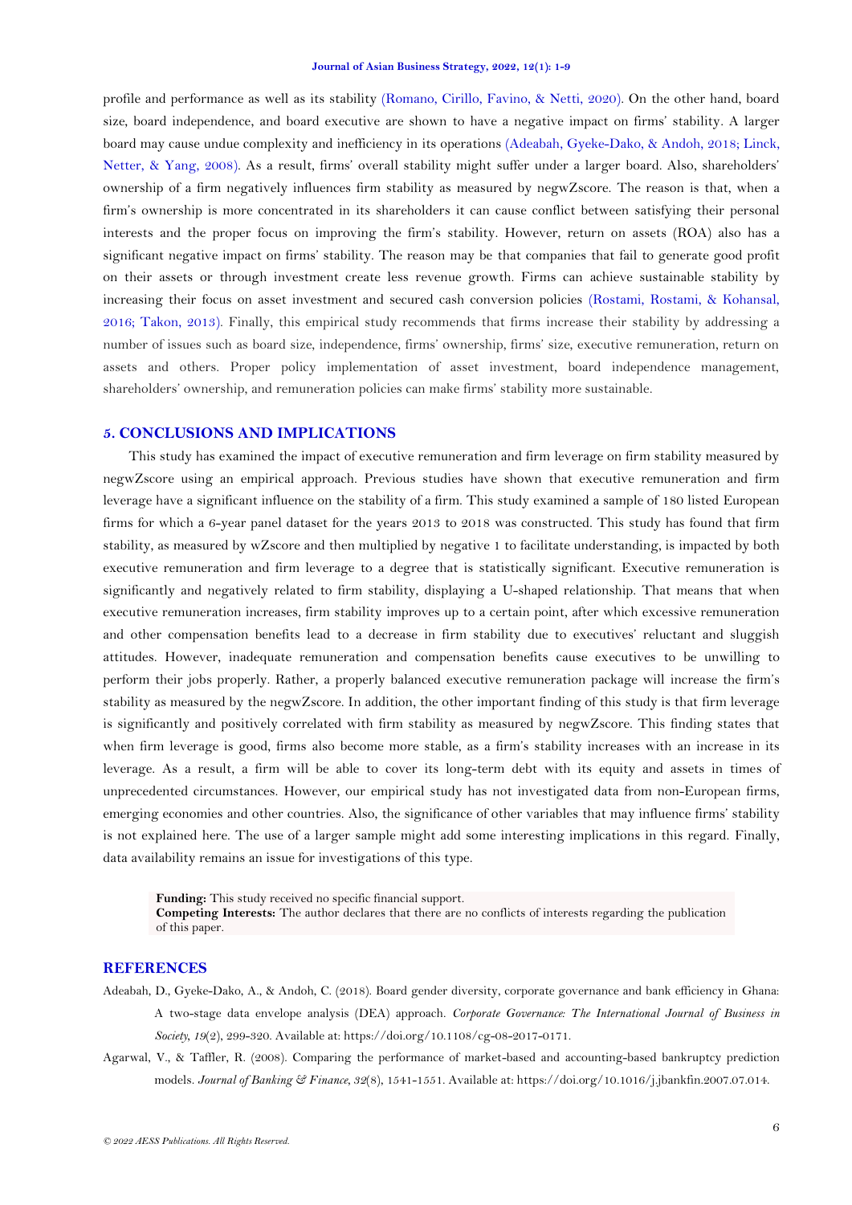profile and performance as well as its stability (Romano, Cirillo, Favino, & Netti, 2020). On the other hand, board size, board independence, and board executive are shown to have a negative impact on firms' stability. A larger board may cause undue complexity and inefficiency in its operations (Adeabah, Gyeke-Dako, & Andoh, 2018; Linck, Netter, & Yang, 2008). As a result, firms' overall stability might suffer under a larger board. Also, shareholders' ownership of a firm negatively influences firm stability as measured by negwZscore. The reason is that, when a firm's ownership is more concentrated in its shareholders it can cause conflict between satisfying their personal interests and the proper focus on improving the firm's stability. However, return on assets (ROA) also has a significant negative impact on firms' stability. The reason may be that companies that fail to generate good profit on their assets or through investment create less revenue growth. Firms can achieve sustainable stability by increasing their focus on asset investment and secured cash conversion policies (Rostami, Rostami, & Kohansal, 2016; Takon, 2013). Finally, this empirical study recommends that firms increase their stability by addressing a number of issues such as board size, independence, firms' ownership, firms' size, executive remuneration, return on assets and others. Proper policy implementation of asset investment, board independence management, shareholders' ownership, and remuneration policies can make firms' stability more sustainable.

## 5. CONCLUSIONS AND IMPLICATIONS

This study has examined the impact of executive remuneration and firm leverage on firm stability measured by negwZscore using an empirical approach. Previous studies have shown that executive remuneration and firm leverage have a significant influence on the stability of a firm. This study examined a sample of 180 listed European firms for which a 6-year panel dataset for the years 2013 to 2018 was constructed. This study has found that firm stability, as measured by wZscore and then multiplied by negative 1 to facilitate understanding, is impacted by both executive remuneration and firm leverage to a degree that is statistically significant. Executive remuneration is significantly and negatively related to firm stability, displaying a U-shaped relationship. That means that when executive remuneration increases, firm stability improves up to a certain point, after which excessive remuneration and other compensation benefits lead to a decrease in firm stability due to executives' reluctant and sluggish attitudes. However, inadequate remuneration and compensation benefits cause executives to be unwilling to perform their jobs properly. Rather, a properly balanced executive remuneration package will increase the firm's stability as measured by the negwZscore. In addition, the other important finding of this study is that firm leverage is significantly and positively correlated with firm stability as measured by negwZscore. This finding states that when firm leverage is good, firms also become more stable, as a firm's stability increases with an increase in its leverage. As a result, a firm will be able to cover its long-term debt with its equity and assets in times of unprecedented circumstances. However, our empirical study has not investigated data from non-European firms, emerging economies and other countries. Also, the significance of other variables that may influence firms' stability is not explained here. The use of a larger sample might add some interesting implications in this regard. Finally, data availability remains an issue for investigations of this type.

**Funding:** This study received no specific financial support.
**Competing Interests:** The author declares that there are no conflicts of interests regarding the publication of this paper.

## REFERENCES

Adeabah, D., Gyeke-Dako, A., & Andoh, C. (2018). Board gender diversity, corporate governance and bank efficiency in Ghana: A two-stage data envelope analysis (DEA) approach. *Corporate Governance: The International Journal of Business in Society, 19*(2), 299-320. Available at: https://doi.org/10.1108/cg-08-2017-0171.

Agarwal, V., & Taffler, R. (2008). Comparing the performance of market-based and accounting-based bankruptcy prediction models. *Journal of Banking & Finance, 32*(8), 1541-1551. Available at: https://doi.org/10.1016/j.jbankfin.2007.07.014.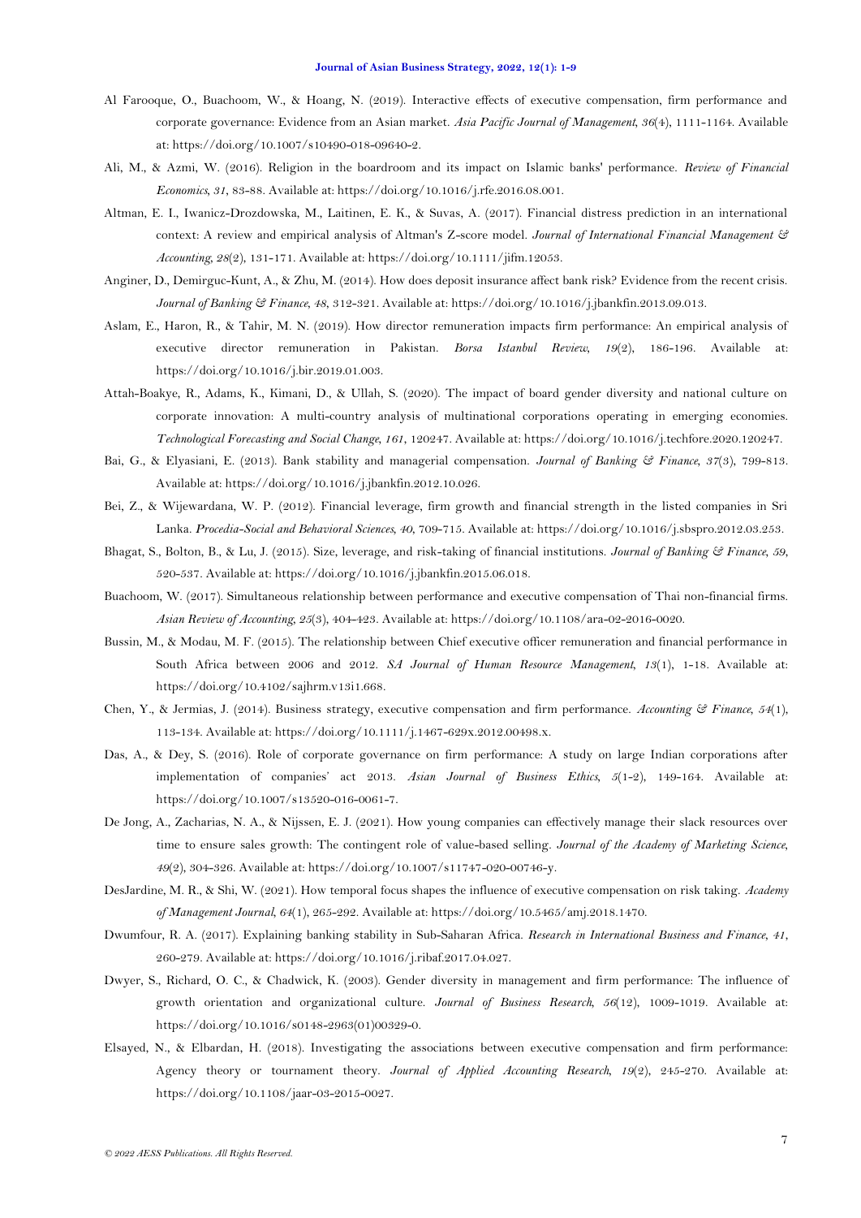Al Farooque, O., Buachoom, W., & Hoang, N. (2019). Interactive effects of executive compensation, firm performance and corporate governance: Evidence from an Asian market. *Asia Pacific Journal of Management, 36*(4), 1111-1164. Available at: https://doi.org/10.1007/s10490-018-09640-2.

Ali, M., & Azmi, W. (2016). Religion in the boardroom and its impact on Islamic banks' performance. *Review of Financial Economics, 31*, 83-88. Available at: https://doi.org/10.1016/j.rfe.2016.08.001.

Altman, E. I., Iwanicz-Drozdowska, M., Laitinen, E. K., & Suvas, A. (2017). Financial distress prediction in an international context: A review and empirical analysis of Altman's Z-score model. *Journal of International Financial Management & Accounting, 28*(2), 131-171. Available at: https://doi.org/10.1111/jifm.12053.

Anginer, D., Demirguc-Kunt, A., & Zhu, M. (2014). How does deposit insurance affect bank risk? Evidence from the recent crisis. *Journal of Banking & Finance, 48*, 312-321. Available at: https://doi.org/10.1016/j.jbankfin.2013.09.013.

Aslam, E., Haron, R., & Tahir, M. N. (2019). How director remuneration impacts firm performance: An empirical analysis of executive director remuneration in Pakistan. *Borsa Istanbul Review, 19*(2), 186-196. Available at: https://doi.org/10.1016/j.bir.2019.01.003.

Attah-Boakye, R., Adams, K., Kimani, D., & Ullah, S. (2020). The impact of board gender diversity and national culture on corporate innovation: A multi-country analysis of multinational corporations operating in emerging economies. *Technological Forecasting and Social Change, 161*, 120247. Available at: https://doi.org/10.1016/j.techfore.2020.120247.

Bai, G., & Elyasiani, E. (2013). Bank stability and managerial compensation. *Journal of Banking & Finance, 37*(3), 799-813. Available at: https://doi.org/10.1016/j.jbankfin.2012.10.026.

Bei, Z., & Wijewardana, W. P. (2012). Financial leverage, firm growth and financial strength in the listed companies in Sri Lanka. *Procedia-Social and Behavioral Sciences, 40*, 709-715. Available at: https://doi.org/10.1016/j.sbspro.2012.03.253.

Bhagat, S., Bolton, B., & Lu, J. (2015). Size, leverage, and risk-taking of financial institutions. *Journal of Banking & Finance, 59*, 520-537. Available at: https://doi.org/10.1016/j.jbankfin.2015.06.018.

Buachoom, W. (2017). Simultaneous relationship between performance and executive compensation of Thai non-financial firms. *Asian Review of Accounting, 25*(3), 404-423. Available at: https://doi.org/10.1108/ara-02-2016-0020.

Bussin, M., & Modau, M. F. (2015). The relationship between Chief executive officer remuneration and financial performance in South Africa between 2006 and 2012. *SA Journal of Human Resource Management, 13*(1), 1-18. Available at: https://doi.org/10.4102/sajhrm.v13i1.668.

Chen, Y., & Jermias, J. (2014). Business strategy, executive compensation and firm performance. *Accounting & Finance, 54*(1), 113-134. Available at: https://doi.org/10.1111/j.1467-629x.2012.00498.x.

Das, A., & Dey, S. (2016). Role of corporate governance on firm performance: A study on large Indian corporations after implementation of companies' act 2013. *Asian Journal of Business Ethics, 5*(1-2), 149-164. Available at: https://doi.org/10.1007/s13520-016-0061-7.

De Jong, A., Zacharias, N. A., & Nijssen, E. J. (2021). How young companies can effectively manage their slack resources over time to ensure sales growth: The contingent role of value-based selling. *Journal of the Academy of Marketing Science, 49*(2), 304-326. Available at: https://doi.org/10.1007/s11747-020-00746-y.

DesJardine, M. R., & Shi, W. (2021). How temporal focus shapes the influence of executive compensation on risk taking. *Academy of Management Journal, 64*(1), 265-292. Available at: https://doi.org/10.5465/amj.2018.1470.

Dwumfour, R. A. (2017). Explaining banking stability in Sub-Saharan Africa. *Research in International Business and Finance, 41*, 260-279. Available at: https://doi.org/10.1016/j.ribaf.2017.04.027.

Dwyer, S., Richard, O. C., & Chadwick, K. (2003). Gender diversity in management and firm performance: The influence of growth orientation and organizational culture. *Journal of Business Research, 56*(12), 1009-1019. Available at: https://doi.org/10.1016/s0148-2963(01)00329-0.

Elsayed, N., & Elbardan, H. (2018). Investigating the associations between executive compensation and firm performance: Agency theory or tournament theory. *Journal of Applied Accounting Research, 19*(2), 245-270. Available at: https://doi.org/10.1108/jaar-03-2015-0027.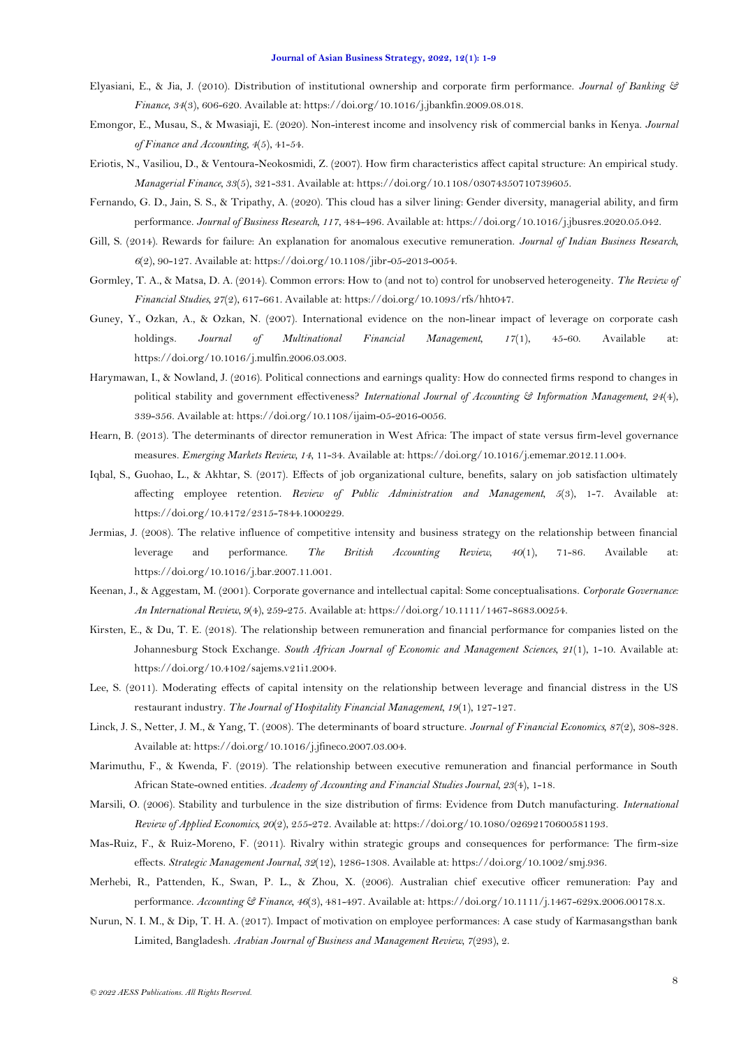Elyasiani, E., & Jia, J. (2010). Distribution of institutional ownership and corporate firm performance. *Journal of Banking & Finance, 34*(3), 606-620. Available at: https://doi.org/10.1016/j.jbankfin.2009.08.018.

Emongor, E., Musau, S., & Mwasiaji, E. (2020). Non-interest income and insolvency risk of commercial banks in Kenya. *Journal of Finance and Accounting, 4*(5), 41-54.

Eriotis, N., Vasiliou, D., & Ventoura-Neokosmidi, Z. (2007). How firm characteristics affect capital structure: An empirical study. *Managerial Finance, 33*(5), 321-331. Available at: https://doi.org/10.1108/03074350710739605.

Fernando, G. D., Jain, S. S., & Tripathy, A. (2020). This cloud has a silver lining: Gender diversity, managerial ability, and firm performance. *Journal of Business Research, 117*, 484-496. Available at: https://doi.org/10.1016/j.jbusres.2020.05.042.

Gill, S. (2014). Rewards for failure: An explanation for anomalous executive remuneration. *Journal of Indian Business Research, 6*(2), 90-127. Available at: https://doi.org/10.1108/jibr-05-2013-0054.

Gormley, T. A., & Matsa, D. A. (2014). Common errors: How to (and not to) control for unobserved heterogeneity. *The Review of Financial Studies, 27*(2), 617-661. Available at: https://doi.org/10.1093/rfs/hht047.

Guney, Y., Ozkan, A., & Ozkan, N. (2007). International evidence on the non-linear impact of leverage on corporate cash holdings. *Journal of Multinational Financial Management, 17*(1), 45-60. Available at: https://doi.org/10.1016/j.mulfin.2006.03.003.

Harymawan, I., & Nowland, J. (2016). Political connections and earnings quality: How do connected firms respond to changes in political stability and government effectiveness? *International Journal of Accounting & Information Management, 24*(4), 339-356. Available at: https://doi.org/10.1108/ijaim-05-2016-0056.

Hearn, B. (2013). The determinants of director remuneration in West Africa: The impact of state versus firm-level governance measures. *Emerging Markets Review, 14*, 11-34. Available at: https://doi.org/10.1016/j.ememar.2012.11.004.

Iqbal, S., Guohao, L., & Akhtar, S. (2017). Effects of job organizational culture, benefits, salary on job satisfaction ultimately affecting employee retention. *Review of Public Administration and Management, 5*(3), 1-7. Available at: https://doi.org/10.4172/2315-7844.1000229.

Jermias, J. (2008). The relative influence of competitive intensity and business strategy on the relationship between financial leverage and performance. *The British Accounting Review, 40*(1), 71-86. Available at: https://doi.org/10.1016/j.bar.2007.11.001.

Keenan, J., & Aggestam, M. (2001). Corporate governance and intellectual capital: Some conceptualisations. *Corporate Governance: An International Review, 9*(4), 259-275. Available at: https://doi.org/10.1111/1467-8683.00254.

Kirsten, E., & Du, T. E. (2018). The relationship between remuneration and financial performance for companies listed on the Johannesburg Stock Exchange. *South African Journal of Economic and Management Sciences, 21*(1), 1-10. Available at: https://doi.org/10.4102/sajems.v21i1.2004.

Lee, S. (2011). Moderating effects of capital intensity on the relationship between leverage and financial distress in the US restaurant industry. *The Journal of Hospitality Financial Management, 19*(1), 127-127.

Linck, J. S., Netter, J. M., & Yang, T. (2008). The determinants of board structure. *Journal of Financial Economics, 87*(2), 308-328. Available at: https://doi.org/10.1016/j.jfineco.2007.03.004.

Marimuthu, F., & Kwenda, F. (2019). The relationship between executive remuneration and financial performance in South African State-owned entities. *Academy of Accounting and Financial Studies Journal, 23*(4), 1-18.

Marsili, O. (2006). Stability and turbulence in the size distribution of firms: Evidence from Dutch manufacturing. *International Review of Applied Economics, 20*(2), 255-272. Available at: https://doi.org/10.1080/02692170600581193.

Mas-Ruiz, F., & Ruiz-Moreno, F. (2011). Rivalry within strategic groups and consequences for performance: The firm-size effects. *Strategic Management Journal, 32*(12), 1286-1308. Available at: https://doi.org/10.1002/smj.936.

Merhebi, R., Pattenden, K., Swan, P. L., & Zhou, X. (2006). Australian chief executive officer remuneration: Pay and performance. *Accounting & Finance, 46*(3), 481-497. Available at: https://doi.org/10.1111/j.1467-629x.2006.00178.x.

Nurun, N. I. M., & Dip, T. H. A. (2017). Impact of motivation on employee performances: A case study of Karmasangsthan bank Limited, Bangladesh. *Arabian Journal of Business and Management Review, 7*(293), 2.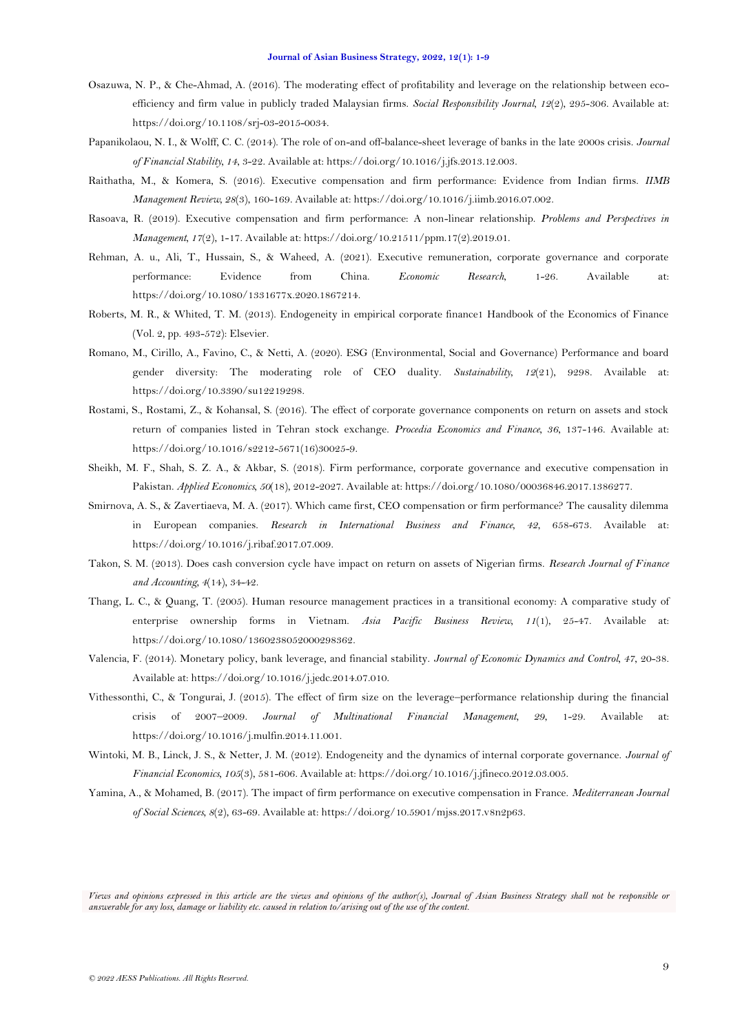Osazuwa, N. P., & Che-Ahmad, A. (2016). The moderating effect of profitability and leverage on the relationship between eco-efficiency and firm value in publicly traded Malaysian firms. *Social Responsibility Journal*, *12*(2), 295-306. Available at: https://doi.org/10.1108/srj-03-2015-0034.

Papanikolaou, N. I., & Wolff, C. C. (2014). The role of on-and off-balance-sheet leverage of banks in the late 2000s crisis. *Journal of Financial Stability*, *14*, 3-22. Available at: https://doi.org/10.1016/j.jfs.2013.12.003.

Raithatha, M., & Komera, S. (2016). Executive compensation and firm performance: Evidence from Indian firms. *IIMB Management Review*, *28*(3), 160-169. Available at: https://doi.org/10.1016/j.iimb.2016.07.002.

Rasoava, R. (2019). Executive compensation and firm performance: A non-linear relationship. *Problems and Perspectives in Management*, *17*(2), 1-17. Available at: https://doi.org/10.21511/ppm.17(2).2019.01.

Rehman, A. u., Ali, T., Hussain, S., & Waheed, A. (2021). Executive remuneration, corporate governance and corporate performance: Evidence from China. *Economic Research*, 1-26. Available at: https://doi.org/10.1080/1331677x.2020.1867214.

Roberts, M. R., & Whited, T. M. (2013). Endogeneity in empirical corporate finance1 Handbook of the Economics of Finance (Vol. 2, pp. 493-572): Elsevier.

Romano, M., Cirillo, A., Favino, C., & Netti, A. (2020). ESG (Environmental, Social and Governance) Performance and board gender diversity: The moderating role of CEO duality. *Sustainability*, *12*(21), 9298. Available at: https://doi.org/10.3390/su12219298.

Rostami, S., Rostami, Z., & Kohansal, S. (2016). The effect of corporate governance components on return on assets and stock return of companies listed in Tehran stock exchange. *Procedia Economics and Finance*, *36*, 137-146. Available at: https://doi.org/10.1016/s2212-5671(16)30025-9.

Sheikh, M. F., Shah, S. Z. A., & Akbar, S. (2018). Firm performance, corporate governance and executive compensation in Pakistan. *Applied Economics*, *50*(18), 2012-2027. Available at: https://doi.org/10.1080/00036846.2017.1386277.

Smirnova, A. S., & Zavertiaeva, M. A. (2017). Which came first, CEO compensation or firm performance? The causality dilemma in European companies. *Research in International Business and Finance*, *42*, 658-673. Available at: https://doi.org/10.1016/j.ribaf.2017.07.009.

Takon, S. M. (2013). Does cash conversion cycle have impact on return on assets of Nigerian firms. *Research Journal of Finance and Accounting*, *4*(14), 34-42.

Thang, L. C., & Quang, T. (2005). Human resource management practices in a transitional economy: A comparative study of enterprise ownership forms in Vietnam. *Asia Pacific Business Review*, *11*(1), 25-47. Available at: https://doi.org/10.1080/1360238052000298362.

Valencia, F. (2014). Monetary policy, bank leverage, and financial stability. *Journal of Economic Dynamics and Control*, *47*, 20-38. Available at: https://doi.org/10.1016/j.jedc.2014.07.010.

Vithessonthi, C., & Tongurai, J. (2015). The effect of firm size on the leverage–performance relationship during the financial crisis of 2007–2009. *Journal of Multinational Financial Management*, *29*, 1-29. Available at: https://doi.org/10.1016/j.mulfin.2014.11.001.

Wintoki, M. B., Linck, J. S., & Netter, J. M. (2012). Endogeneity and the dynamics of internal corporate governance. *Journal of Financial Economics*, *105*(3), 581-606. Available at: https://doi.org/10.1016/j.jfineco.2012.03.005.

Yamina, A., & Mohamed, B. (2017). The impact of firm performance on executive compensation in France. *Mediterranean Journal of Social Sciences*, *8*(2), 63-69. Available at: https://doi.org/10.5901/mjss.2017.v8n2p63.

*Views and opinions expressed in this article are the views and opinions of the author(s), Journal of Asian Business Strategy shall not be responsible or answerable for any loss, damage or liability etc. caused in relation to/arising out of the use of the content.*